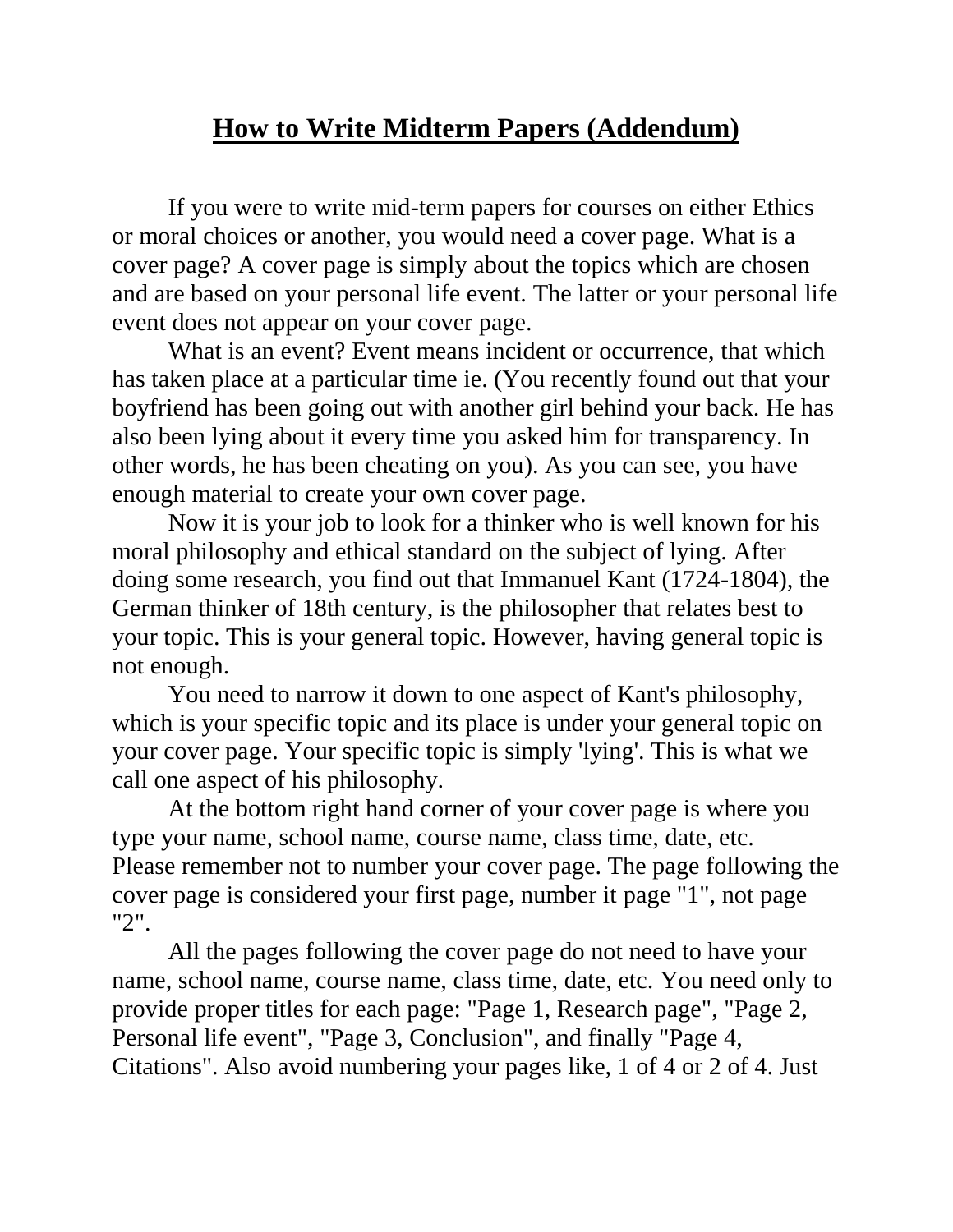# How to Write Midterm Papers (Addendum)

If you were to write mid-term papers for courses on either Ethics or moral choices or another, you would need a cover page. What is a cover page? A cover page is simply about the topics which are chosen and are based on your personal life event. The latter or your personal life event does not appear on your cover page.

What is an event? Event means incident or occurrence, that which has taken place at a particular time ie. (You recently found out that your boyfriend has been going out with another girl behind your back. He has also been lying about it every time you asked him for transparency. In other words, he has been cheating on you). As you can see, you have enough material to create your own cover page.

Now it is your job to look for a thinker who is well known for his moral philosophy and ethical standard on the subject of lying. After doing some research, you find out that Immanuel Kant (1724-1804), the German thinker of 18th century, is the philosopher that relates best to your topic. This is your general topic. However, having general topic is not enough.

You need to narrow it down to one aspect of Kant's philosophy, which is your specific topic and its place is under your general topic on your cover page. Your specific topic is simply 'lying'. This is what we call one aspect of his philosophy.

At the bottom right hand corner of your cover page is where you type your name, school name, course name, class time, date, etc. Please remember not to number your cover page. The page following the cover page is considered your first page, number it page "1", not page "2".

All the pages following the cover page do not need to have your name, school name, course name, class time, date, etc. You need only to provide proper titles for each page: "Page 1, Research page", "Page 2, Personal life event", "Page 3, Conclusion", and finally "Page 4, Citations". Also avoid numbering your pages like, 1 of 4 or 2 of 4. Just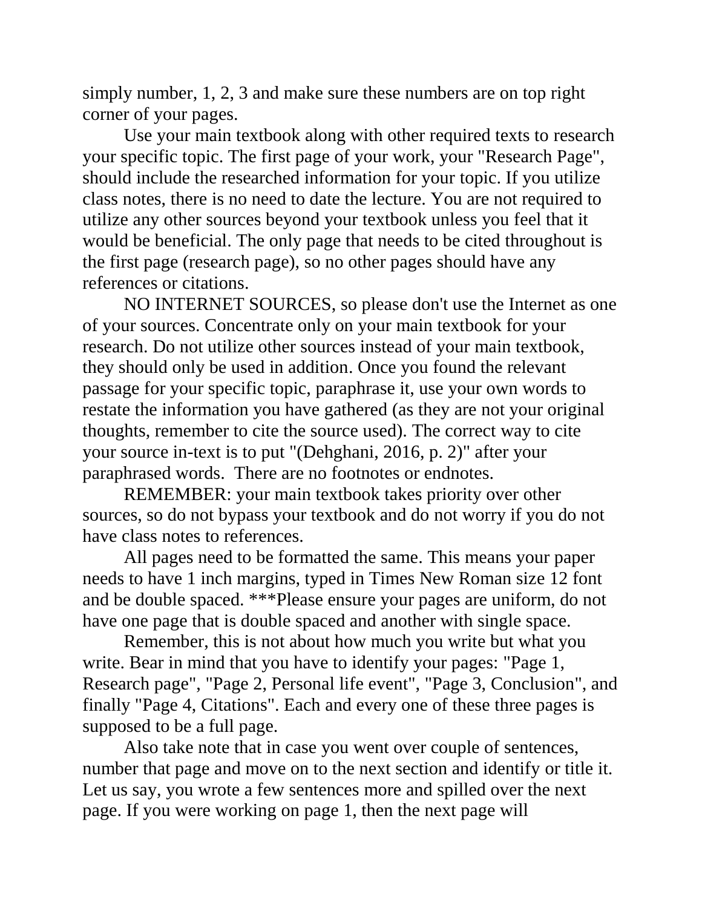simply number, 1, 2, 3 and make sure these numbers are on top right corner of your pages.

Use your main textbook along with other required texts to research your specific topic. The first page of your work, your "Research Page", should include the researched information for your topic. If you utilize class notes, there is no need to date the lecture. You are not required to utilize any other sources beyond your textbook unless you feel that it would be beneficial. The only page that needs to be cited throughout is the first page (research page), so no other pages should have any references or citations.

NO INTERNET SOURCES, so please don't use the Internet as one of your sources. Concentrate only on your main textbook for your research. Do not utilize other sources instead of your main textbook, they should only be used in addition. Once you found the relevant passage for your specific topic, paraphrase it, use your own words to restate the information you have gathered (as they are not your original thoughts, remember to cite the source used). The correct way to cite your source in-text is to put "(Dehghani, 2016, p. 2)" after your paraphrased words. There are no footnotes or endnotes.

REMEMBER: your main textbook takes priority over other sources, so do not bypass your textbook and do not worry if you do not have class notes to references.

All pages need to be formatted the same. This means your paper needs to have 1 inch margins, typed in Times New Roman size 12 font and be double spaced. ***Please ensure your pages are uniform, do not have one page that is double spaced and another with single space.

Remember, this is not about how much you write but what you write. Bear in mind that you have to identify your pages: "Page 1, Research page", "Page 2, Personal life event", "Page 3, Conclusion", and finally "Page 4, Citations". Each and every one of these three pages is supposed to be a full page.

Also take note that in case you went over couple of sentences, number that page and move on to the next section and identify or title it. Let us say, you wrote a few sentences more and spilled over the next page. If you were working on page 1, then the next page will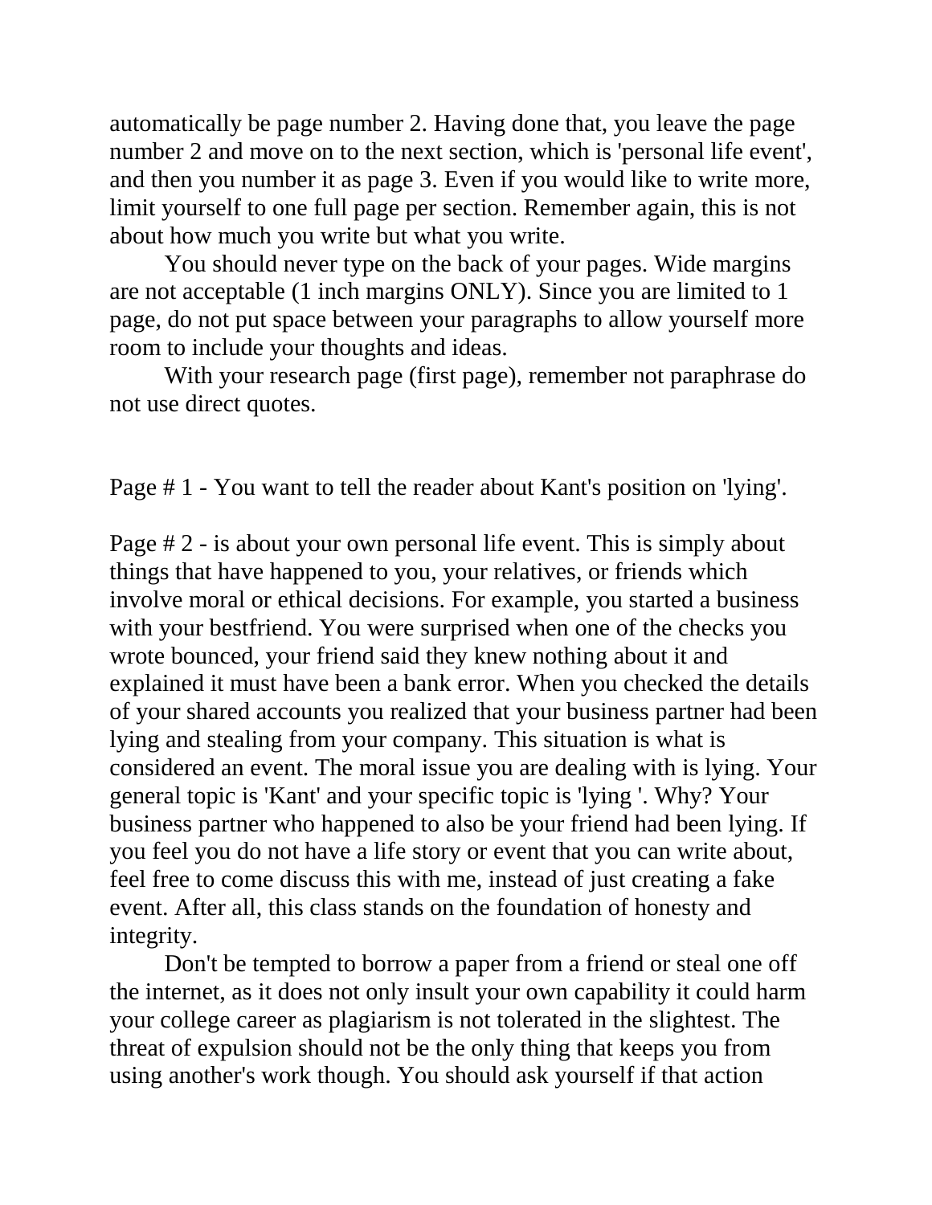automatically be page number 2. Having done that, you leave the page number 2 and move on to the next section, which is 'personal life event', and then you number it as page 3. Even if you would like to write more, limit yourself to one full page per section. Remember again, this is not about how much you write but what you write.

You should never type on the back of your pages. Wide margins are not acceptable (1 inch margins ONLY). Since you are limited to 1 page, do not put space between your paragraphs to allow yourself more room to include your thoughts and ideas.

With your research page (first page), remember not paraphrase do not use direct quotes.

Page # 1 - You want to tell the reader about Kant's position on 'lying'.

Page # 2 - is about your own personal life event. This is simply about things that have happened to you, your relatives, or friends which involve moral or ethical decisions. For example, you started a business with your bestfriend. You were surprised when one of the checks you wrote bounced, your friend said they knew nothing about it and explained it must have been a bank error. When you checked the details of your shared accounts you realized that your business partner had been lying and stealing from your company. This situation is what is considered an event. The moral issue you are dealing with is lying. Your general topic is 'Kant' and your specific topic is 'lying '. Why? Your business partner who happened to also be your friend had been lying. If you feel you do not have a life story or event that you can write about, feel free to come discuss this with me, instead of just creating a fake event. After all, this class stands on the foundation of honesty and integrity.

Don't be tempted to borrow a paper from a friend or steal one off the internet, as it does not only insult your own capability it could harm your college career as plagiarism is not tolerated in the slightest. The threat of expulsion should not be the only thing that keeps you from using another's work though. You should ask yourself if that action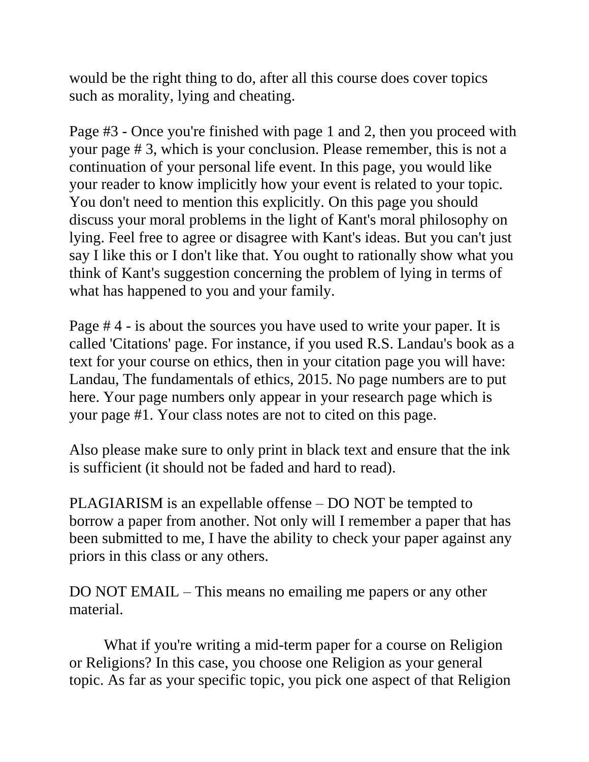would be the right thing to do, after all this course does cover topics such as morality, lying and cheating.

Page #3 - Once you're finished with page 1 and 2, then you proceed with your page # 3, which is your conclusion. Please remember, this is not a continuation of your personal life event. In this page, you would like your reader to know implicitly how your event is related to your topic. You don't need to mention this explicitly. On this page you should discuss your moral problems in the light of Kant's moral philosophy on lying. Feel free to agree or disagree with Kant's ideas. But you can't just say I like this or I don't like that. You ought to rationally show what you think of Kant's suggestion concerning the problem of lying in terms of what has happened to you and your family.

Page # 4 - is about the sources you have used to write your paper. It is called 'Citations' page. For instance, if you used R.S. Landau's book as a text for your course on ethics, then in your citation page you will have: Landau, The fundamentals of ethics, 2015. No page numbers are to put here. Your page numbers only appear in your research page which is your page #1. Your class notes are not to cited on this page.

Also please make sure to only print in black text and ensure that the ink is sufficient (it should not be faded and hard to read).

PLAGIARISM is an expellable offense – DO NOT be tempted to borrow a paper from another. Not only will I remember a paper that has been submitted to me, I have the ability to check your paper against any priors in this class or any others.

DO NOT EMAIL – This means no emailing me papers or any other material.

What if you're writing a mid-term paper for a course on Religion or Religions? In this case, you choose one Religion as your general topic. As far as your specific topic, you pick one aspect of that Religion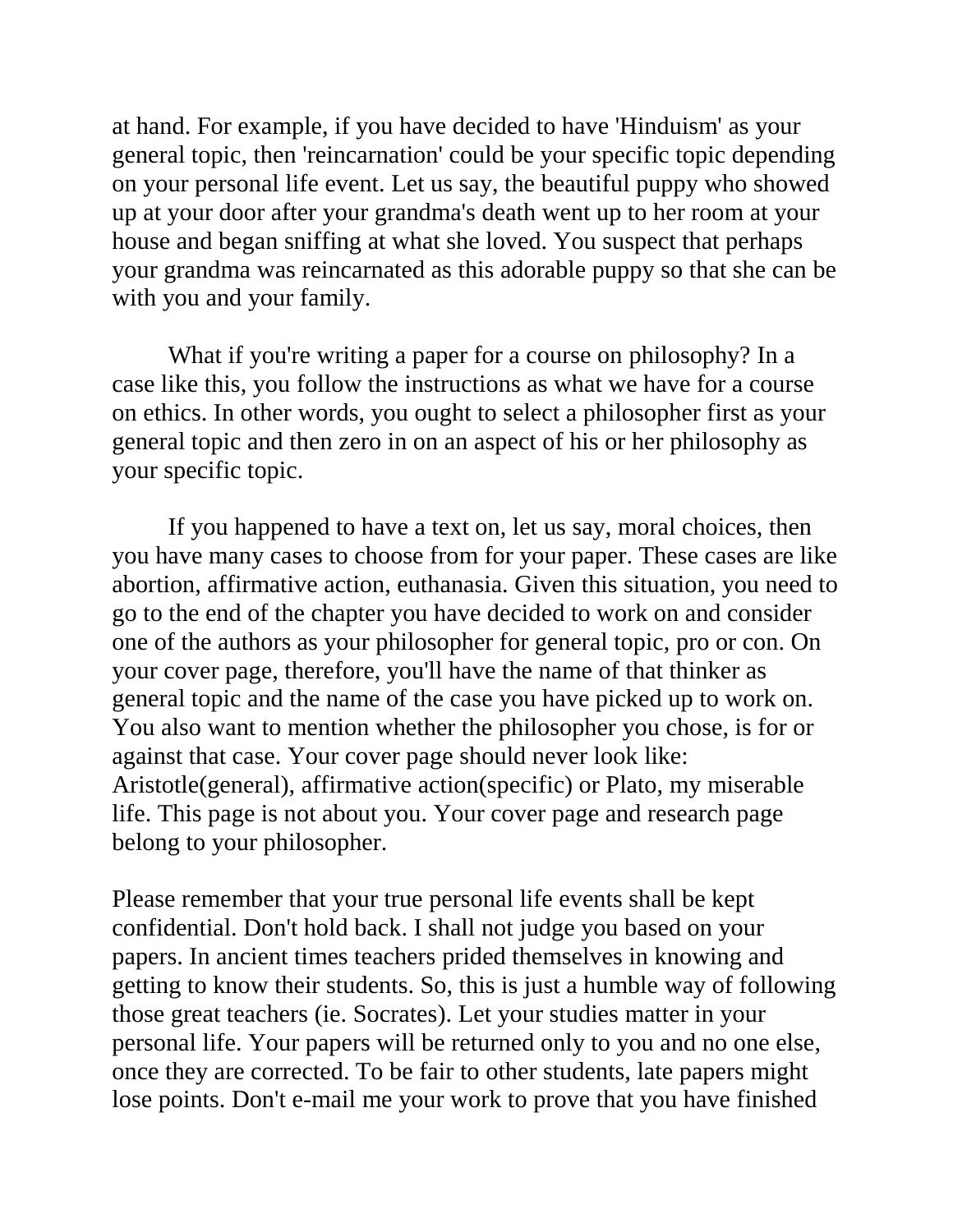at hand. For example, if you have decided to have 'Hinduism' as your general topic, then 'reincarnation' could be your specific topic depending on your personal life event. Let us say, the beautiful puppy who showed up at your door after your grandma's death went up to her room at your house and began sniffing at what she loved. You suspect that perhaps your grandma was reincarnated as this adorable puppy so that she can be with you and your family.

What if you're writing a paper for a course on philosophy? In a case like this, you follow the instructions as what we have for a course on ethics. In other words, you ought to select a philosopher first as your general topic and then zero in on an aspect of his or her philosophy as your specific topic.

If you happened to have a text on, let us say, moral choices, then you have many cases to choose from for your paper. These cases are like abortion, affirmative action, euthanasia. Given this situation, you need to go to the end of the chapter you have decided to work on and consider one of the authors as your philosopher for general topic, pro or con. On your cover page, therefore, you'll have the name of that thinker as general topic and the name of the case you have picked up to work on. You also want to mention whether the philosopher you chose, is for or against that case. Your cover page should never look like: Aristotle(general), affirmative action(specific) or Plato, my miserable life. This page is not about you. Your cover page and research page belong to your philosopher.

Please remember that your true personal life events shall be kept confidential. Don't hold back. I shall not judge you based on your papers. In ancient times teachers prided themselves in knowing and getting to know their students. So, this is just a humble way of following those great teachers (ie. Socrates). Let your studies matter in your personal life. Your papers will be returned only to you and no one else, once they are corrected. To be fair to other students, late papers might lose points. Don't e-mail me your work to prove that you have finished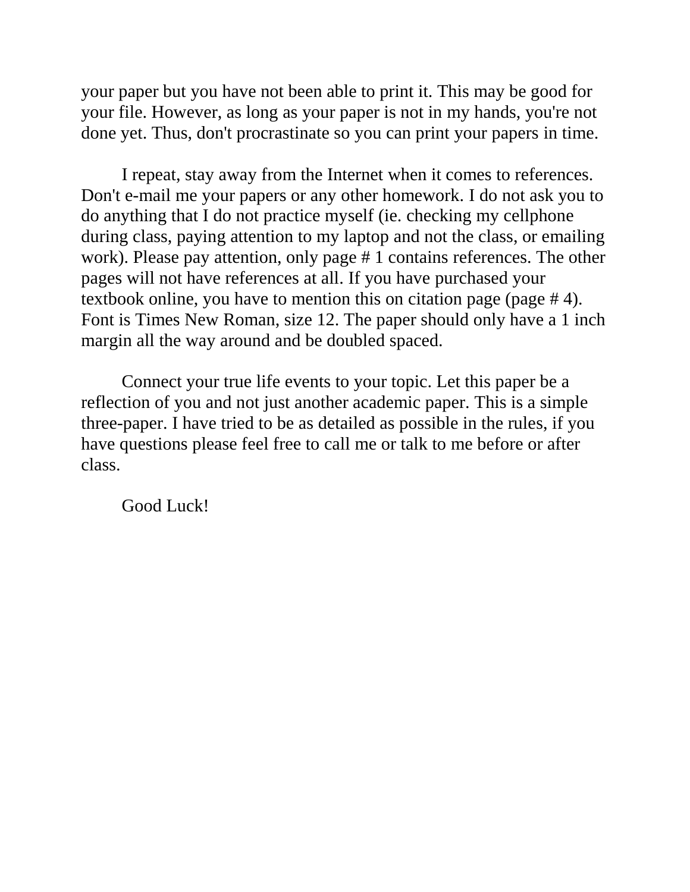your paper but you have not been able to print it. This may be good for your file. However, as long as your paper is not in my hands, you're not done yet. Thus, don't procrastinate so you can print your papers in time.

I repeat, stay away from the Internet when it comes to references. Don't e-mail me your papers or any other homework. I do not ask you to do anything that I do not practice myself (ie. checking my cellphone during class, paying attention to my laptop and not the class, or emailing work). Please pay attention, only page # 1 contains references. The other pages will not have references at all. If you have purchased your textbook online, you have to mention this on citation page (page # 4). Font is Times New Roman, size 12. The paper should only have a 1 inch margin all the way around and be doubled spaced.

Connect your true life events to your topic. Let this paper be a reflection of you and not just another academic paper. This is a simple three-paper. I have tried to be as detailed as possible in the rules, if you have questions please feel free to call me or talk to me before or after class.

Good Luck!